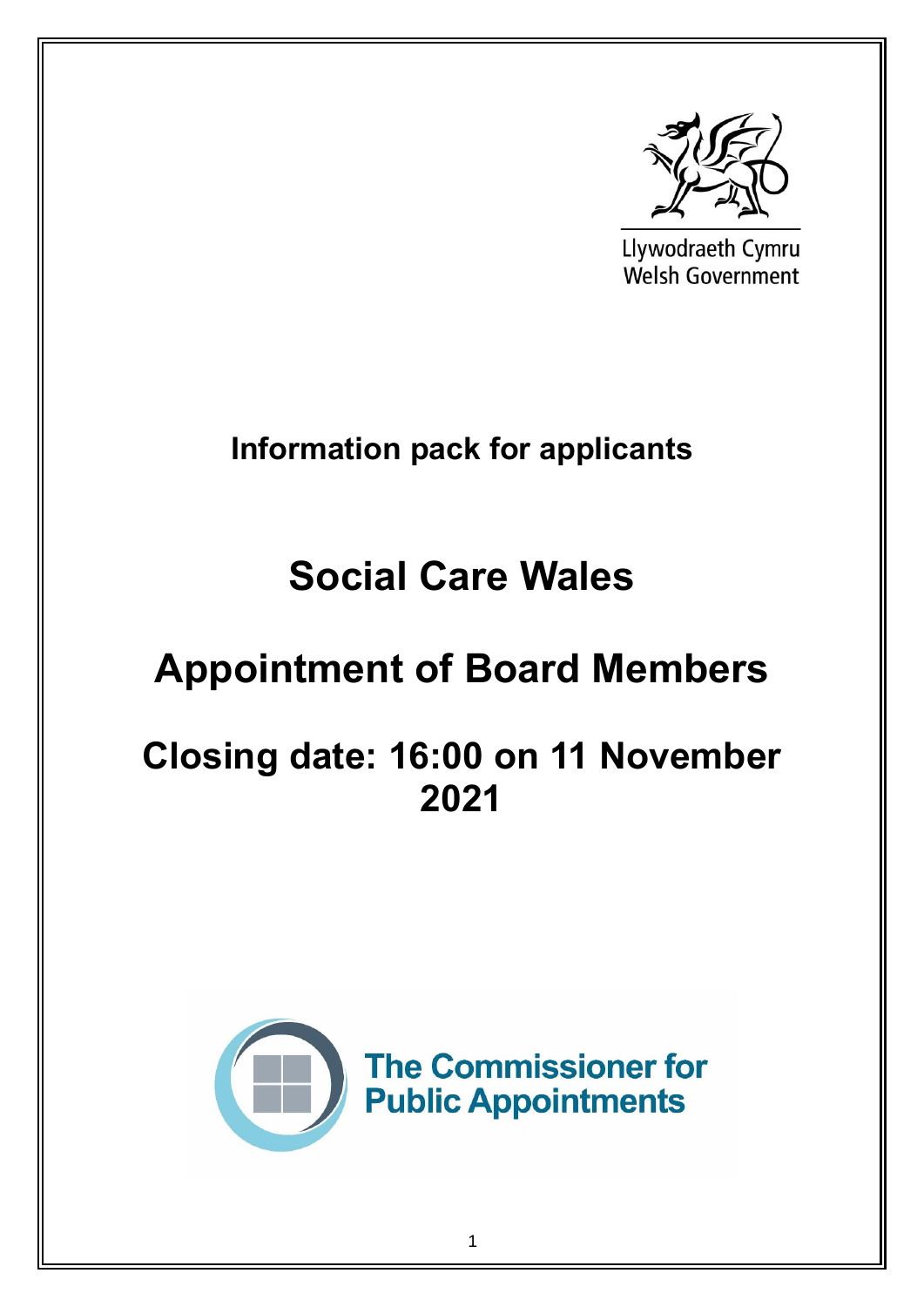Llywodraeth Cymru
Welsh Government

**Information pack for applicants**

# Social Care Wales

# Appointment of Board Members

# Closing date: 16:00 on 11 November 2021

The Commissioner for Public Appointments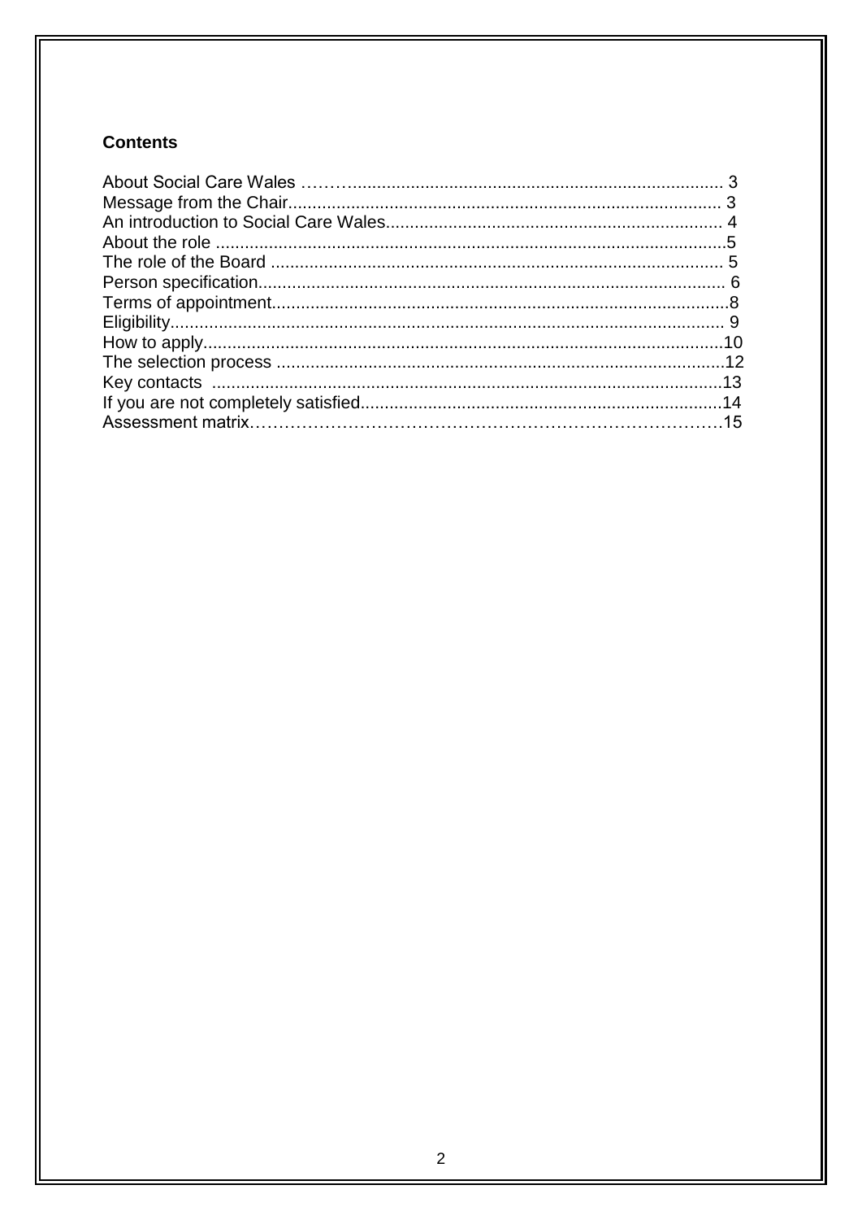## Contents

| | |
|---|---|
| About Social Care Wales | 3 |
| Message from the Chair | 3 |
| An introduction to Social Care Wales | 4 |
| About the role | 5 |
| The role of the Board | 5 |
| Person specification | 6 |
| Terms of appointment | 8 |
| Eligibility | 9 |
| How to apply | 10 |
| The selection process | 12 |
| Key contacts | 13 |
| If you are not completely satisfied | 14 |
| Assessment matrix | 15 |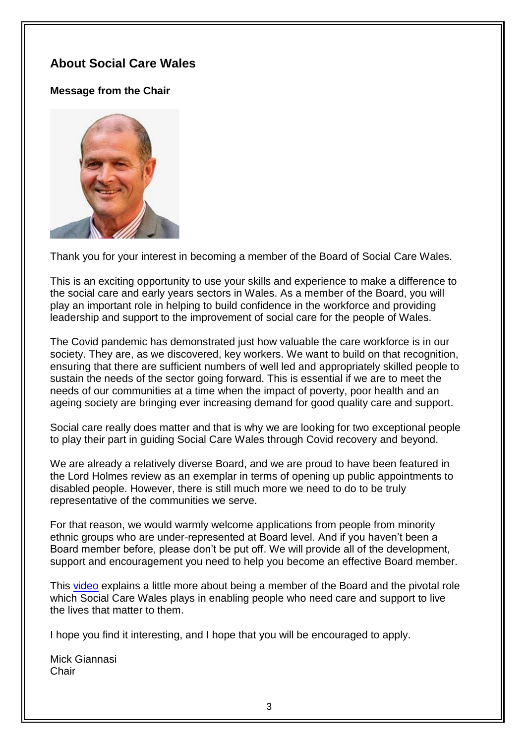## About Social Care Wales

### Message from the Chair

Thank you for your interest in becoming a member of the Board of Social Care Wales.

This is an exciting opportunity to use your skills and experience to make a difference to the social care and early years sectors in Wales. As a member of the Board, you will play an important role in helping to build confidence in the workforce and providing leadership and support to the improvement of social care for the people of Wales.

The Covid pandemic has demonstrated just how valuable the care workforce is in our society. They are, as we discovered, key workers. We want to build on that recognition, ensuring that there are sufficient numbers of well led and appropriately skilled people to sustain the needs of the sector going forward. This is essential if we are to meet the needs of our communities at a time when the impact of poverty, poor health and an ageing society are bringing ever increasing demand for good quality care and support.

Social care really does matter and that is why we are looking for two exceptional people to play their part in guiding Social Care Wales through Covid recovery and beyond.

We are already a relatively diverse Board, and we are proud to have been featured in the Lord Holmes review as an exemplar in terms of opening up public appointments to disabled people. However, there is still much more we need to do to be truly representative of the communities we serve.

For that reason, we would warmly welcome applications from people from minority ethnic groups who are under-represented at Board level. And if you haven't been a Board member before, please don't be put off. We will provide all of the development, support and encouragement you need to help you become an effective Board member.

This video explains a little more about being a member of the Board and the pivotal role which Social Care Wales plays in enabling people who need care and support to live the lives that matter to them.

I hope you find it interesting, and I hope that you will be encouraged to apply.

Mick Giannasi
Chair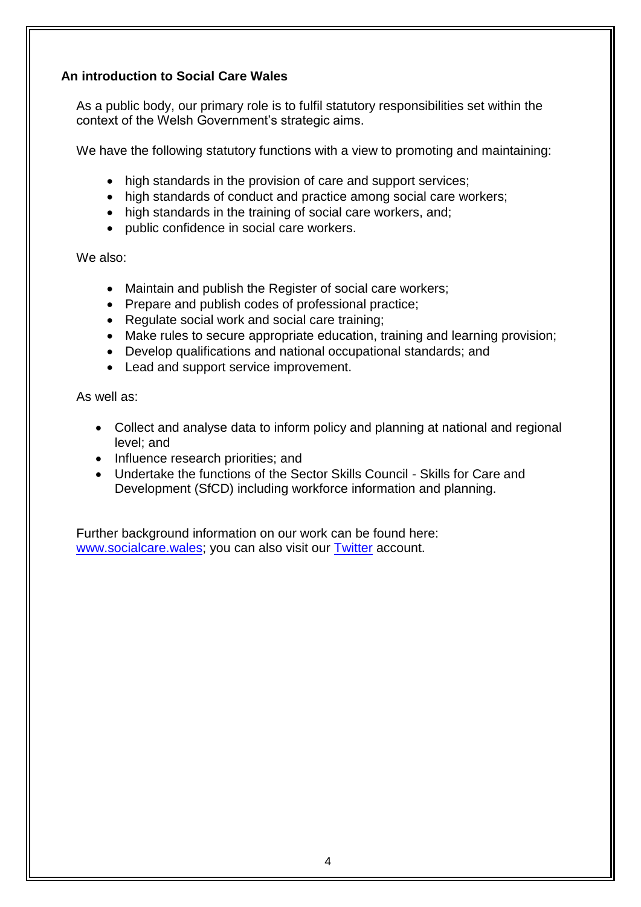## An introduction to Social Care Wales

As a public body, our primary role is to fulfil statutory responsibilities set within the context of the Welsh Government's strategic aims.

We have the following statutory functions with a view to promoting and maintaining:

- high standards in the provision of care and support services;
- high standards of conduct and practice among social care workers;
- high standards in the training of social care workers, and;
- public confidence in social care workers.

We also:

- Maintain and publish the Register of social care workers;
- Prepare and publish codes of professional practice;
- Regulate social work and social care training;
- Make rules to secure appropriate education, training and learning provision;
- Develop qualifications and national occupational standards; and
- Lead and support service improvement.

As well as:

- Collect and analyse data to inform policy and planning at national and regional level; and
- Influence research priorities; and
- Undertake the functions of the Sector Skills Council - Skills for Care and Development (SfCD) including workforce information and planning.

Further background information on our work can be found here: [www.socialcare.wales](http://www.socialcare.wales); you can also visit our Twitter account.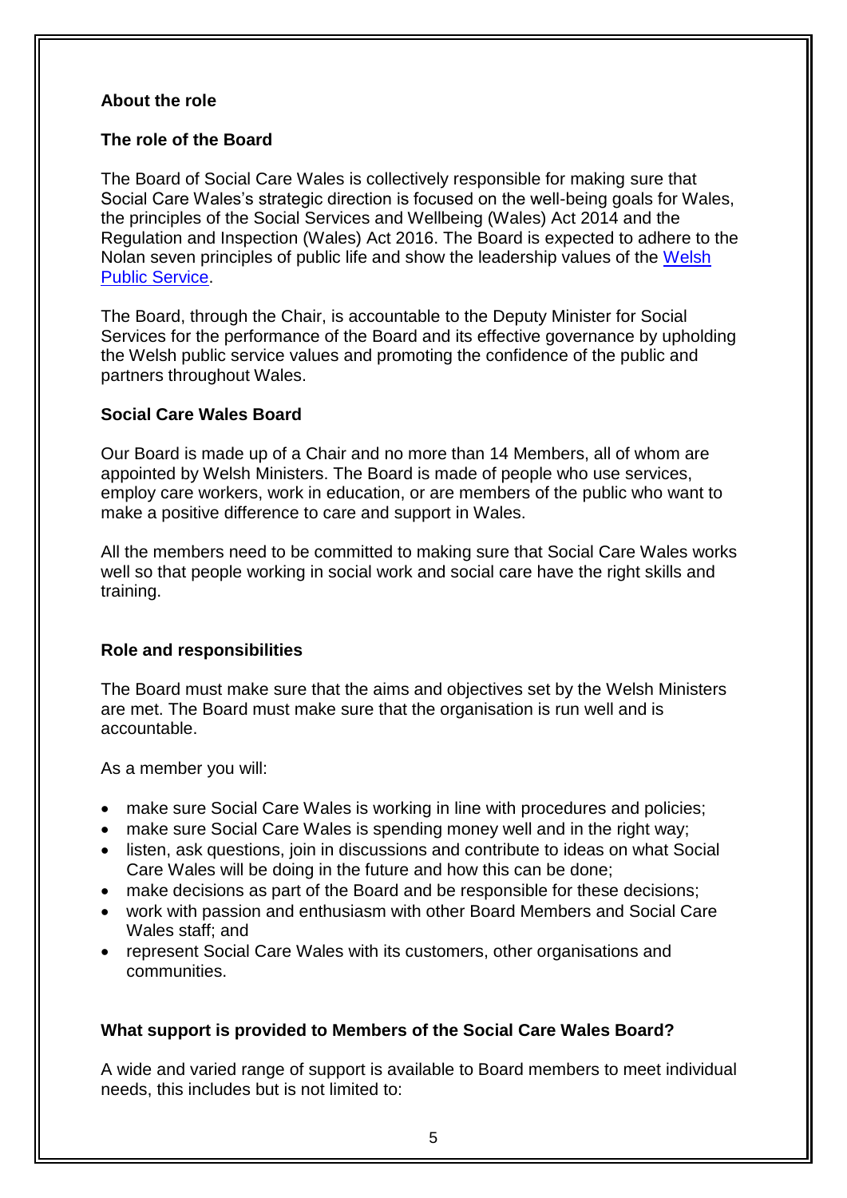**About the role**

**The role of the Board**

The Board of Social Care Wales is collectively responsible for making sure that Social Care Wales's strategic direction is focused on the well-being goals for Wales, the principles of the Social Services and Wellbeing (Wales) Act 2014 and the Regulation and Inspection (Wales) Act 2016. The Board is expected to adhere to the Nolan seven principles of public life and show the leadership values of the Welsh Public Service.

The Board, through the Chair, is accountable to the Deputy Minister for Social Services for the performance of the Board and its effective governance by upholding the Welsh public service values and promoting the confidence of the public and partners throughout Wales.

**Social Care Wales Board**

Our Board is made up of a Chair and no more than 14 Members, all of whom are appointed by Welsh Ministers. The Board is made of people who use services, employ care workers, work in education, or are members of the public who want to make a positive difference to care and support in Wales.

All the members need to be committed to making sure that Social Care Wales works well so that people working in social work and social care have the right skills and training.

**Role and responsibilities**

The Board must make sure that the aims and objectives set by the Welsh Ministers are met. The Board must make sure that the organisation is run well and is accountable.

As a member you will:

- make sure Social Care Wales is working in line with procedures and policies;
- make sure Social Care Wales is spending money well and in the right way;
- listen, ask questions, join in discussions and contribute to ideas on what Social Care Wales will be doing in the future and how this can be done;
- make decisions as part of the Board and be responsible for these decisions;
- work with passion and enthusiasm with other Board Members and Social Care Wales staff; and
- represent Social Care Wales with its customers, other organisations and communities.

**What support is provided to Members of the Social Care Wales Board?**

A wide and varied range of support is available to Board members to meet individual needs, this includes but is not limited to: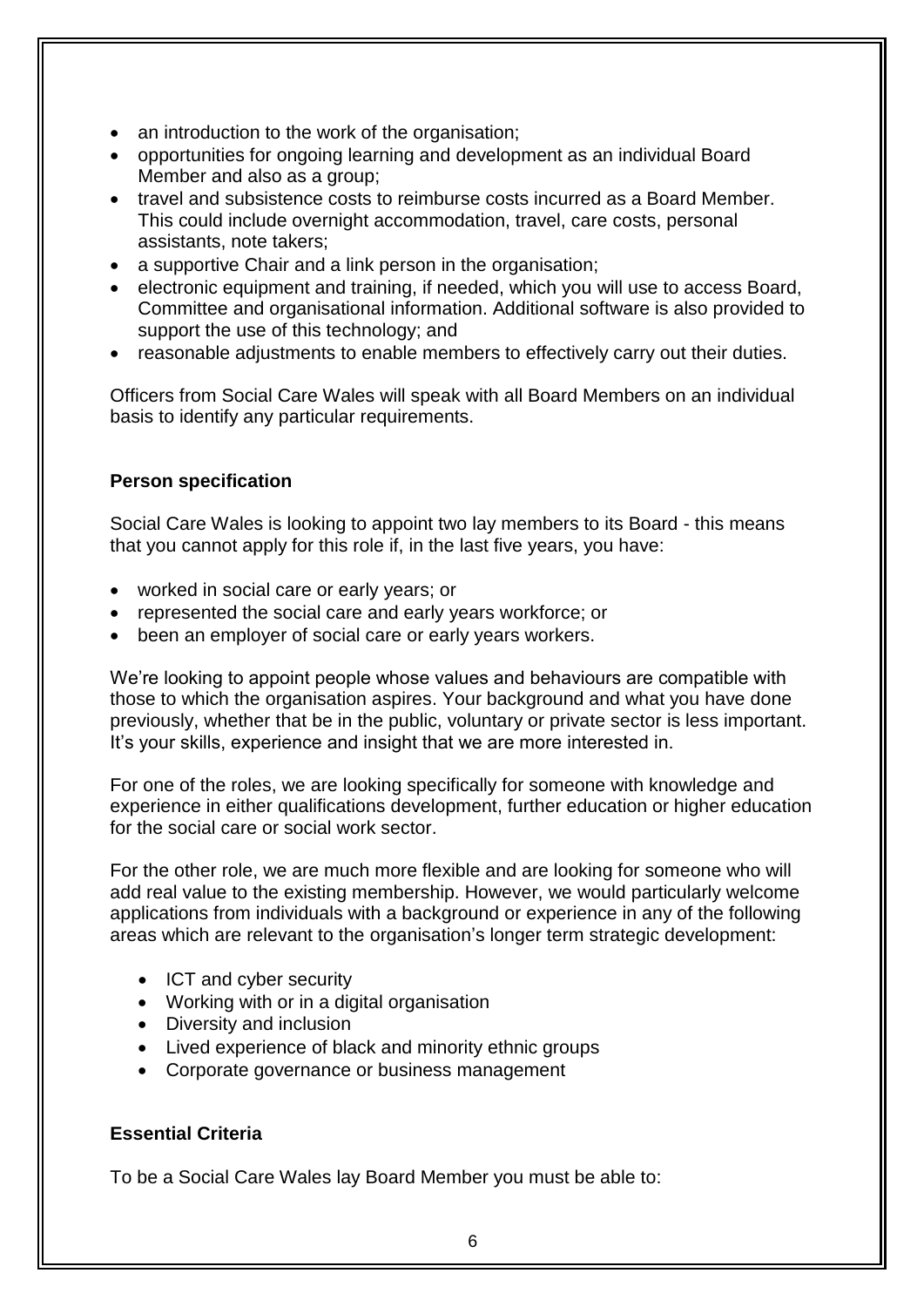- an introduction to the work of the organisation;
- opportunities for ongoing learning and development as an individual Board Member and also as a group;
- travel and subsistence costs to reimburse costs incurred as a Board Member. This could include overnight accommodation, travel, care costs, personal assistants, note takers;
- a supportive Chair and a link person in the organisation;
- electronic equipment and training, if needed, which you will use to access Board, Committee and organisational information. Additional software is also provided to support the use of this technology; and
- reasonable adjustments to enable members to effectively carry out their duties.

Officers from Social Care Wales will speak with all Board Members on an individual basis to identify any particular requirements.

**Person specification**

Social Care Wales is looking to appoint two lay members to its Board - this means that you cannot apply for this role if, in the last five years, you have:

- worked in social care or early years; or
- represented the social care and early years workforce; or
- been an employer of social care or early years workers.

We're looking to appoint people whose values and behaviours are compatible with those to which the organisation aspires. Your background and what you have done previously, whether that be in the public, voluntary or private sector is less important. It's your skills, experience and insight that we are more interested in.

For one of the roles, we are looking specifically for someone with knowledge and experience in either qualifications development, further education or higher education for the social care or social work sector.

For the other role, we are much more flexible and are looking for someone who will add real value to the existing membership. However, we would particularly welcome applications from individuals with a background or experience in any of the following areas which are relevant to the organisation's longer term strategic development:

- ICT and cyber security
- Working with or in a digital organisation
- Diversity and inclusion
- Lived experience of black and minority ethnic groups
- Corporate governance or business management

**Essential Criteria**

To be a Social Care Wales lay Board Member you must be able to: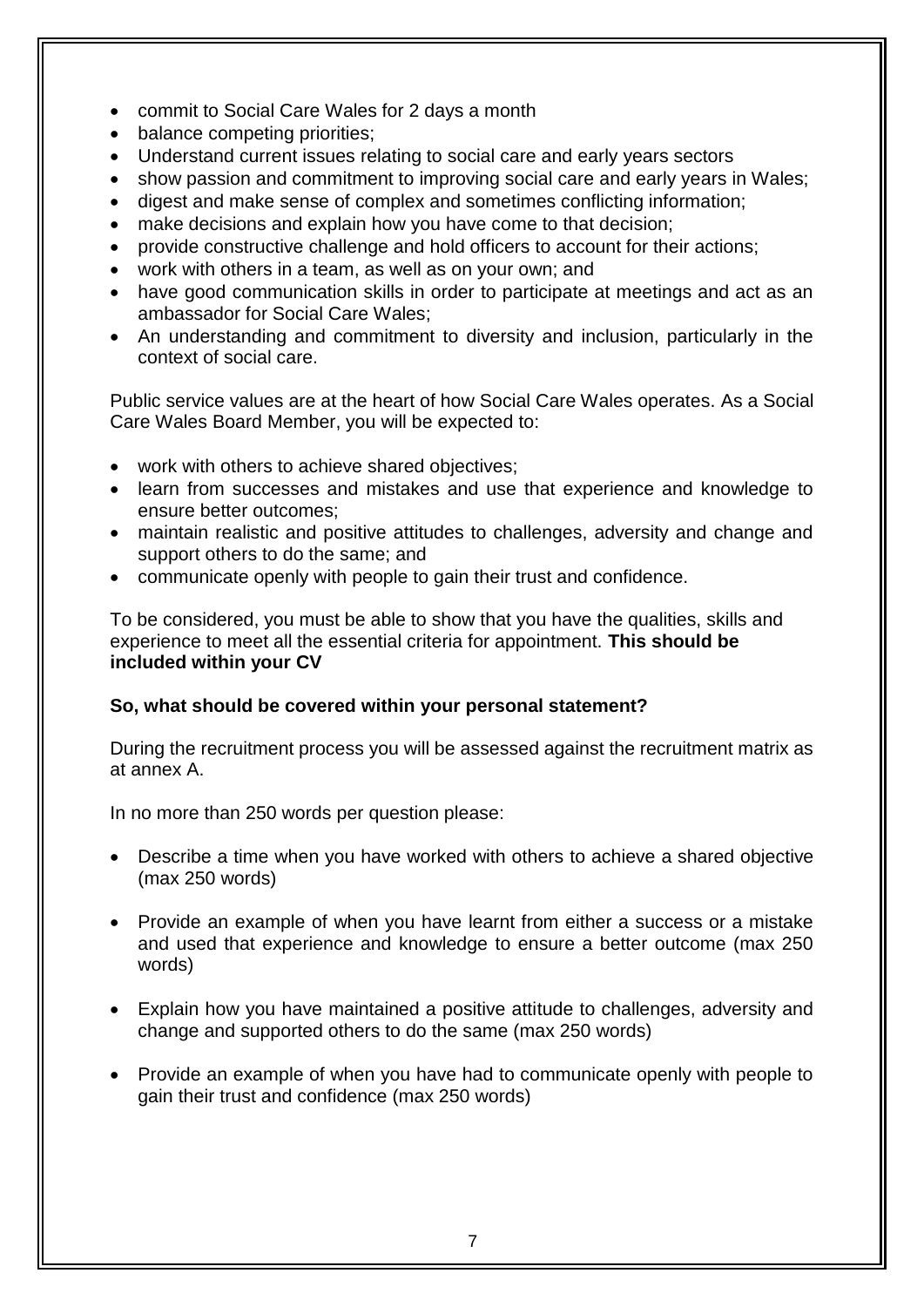- commit to Social Care Wales for 2 days a month
- balance competing priorities;
- Understand current issues relating to social care and early years sectors
- show passion and commitment to improving social care and early years in Wales;
- digest and make sense of complex and sometimes conflicting information;
- make decisions and explain how you have come to that decision;
- provide constructive challenge and hold officers to account for their actions;
- work with others in a team, as well as on your own; and
- have good communication skills in order to participate at meetings and act as an ambassador for Social Care Wales;
- An understanding and commitment to diversity and inclusion, particularly in the context of social care.

Public service values are at the heart of how Social Care Wales operates. As a Social Care Wales Board Member, you will be expected to:

- work with others to achieve shared objectives;
- learn from successes and mistakes and use that experience and knowledge to ensure better outcomes;
- maintain realistic and positive attitudes to challenges, adversity and change and support others to do the same; and
- communicate openly with people to gain their trust and confidence.

To be considered, you must be able to show that you have the qualities, skills and experience to meet all the essential criteria for appointment. **This should be included within your CV**

**So, what should be covered within your personal statement?**

During the recruitment process you will be assessed against the recruitment matrix as at annex A.

In no more than 250 words per question please:

- Describe a time when you have worked with others to achieve a shared objective (max 250 words)
- Provide an example of when you have learnt from either a success or a mistake and used that experience and knowledge to ensure a better outcome (max 250 words)
- Explain how you have maintained a positive attitude to challenges, adversity and change and supported others to do the same (max 250 words)
- Provide an example of when you have had to communicate openly with people to gain their trust and confidence (max 250 words)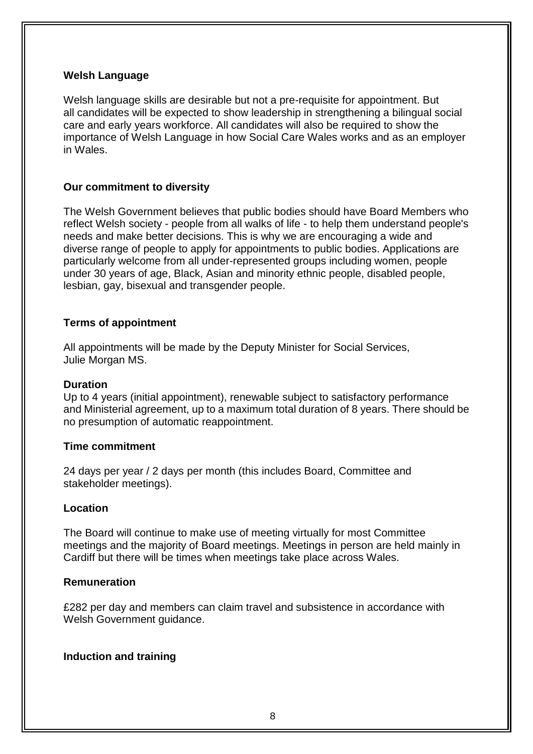## Welsh Language

Welsh language skills are desirable but not a pre-requisite for appointment. But all candidates will be expected to show leadership in strengthening a bilingual social care and early years workforce. All candidates will also be required to show the importance of Welsh Language in how Social Care Wales works and as an employer in Wales.

## Our commitment to diversity

The Welsh Government believes that public bodies should have Board Members who reflect Welsh society - people from all walks of life - to help them understand people's needs and make better decisions. This is why we are encouraging a wide and diverse range of people to apply for appointments to public bodies. Applications are particularly welcome from all under-represented groups including women, people under 30 years of age, Black, Asian and minority ethnic people, disabled people, lesbian, gay, bisexual and transgender people.

## Terms of appointment

All appointments will be made by the Deputy Minister for Social Services, Julie Morgan MS.

### Duration

Up to 4 years (initial appointment), renewable subject to satisfactory performance and Ministerial agreement, up to a maximum total duration of 8 years. There should be no presumption of automatic reappointment.

### Time commitment

24 days per year / 2 days per month (this includes Board, Committee and stakeholder meetings).

### Location

The Board will continue to make use of meeting virtually for most Committee meetings and the majority of Board meetings. Meetings in person are held mainly in Cardiff but there will be times when meetings take place across Wales.

### Remuneration

£282 per day and members can claim travel and subsistence in accordance with Welsh Government guidance.

### Induction and training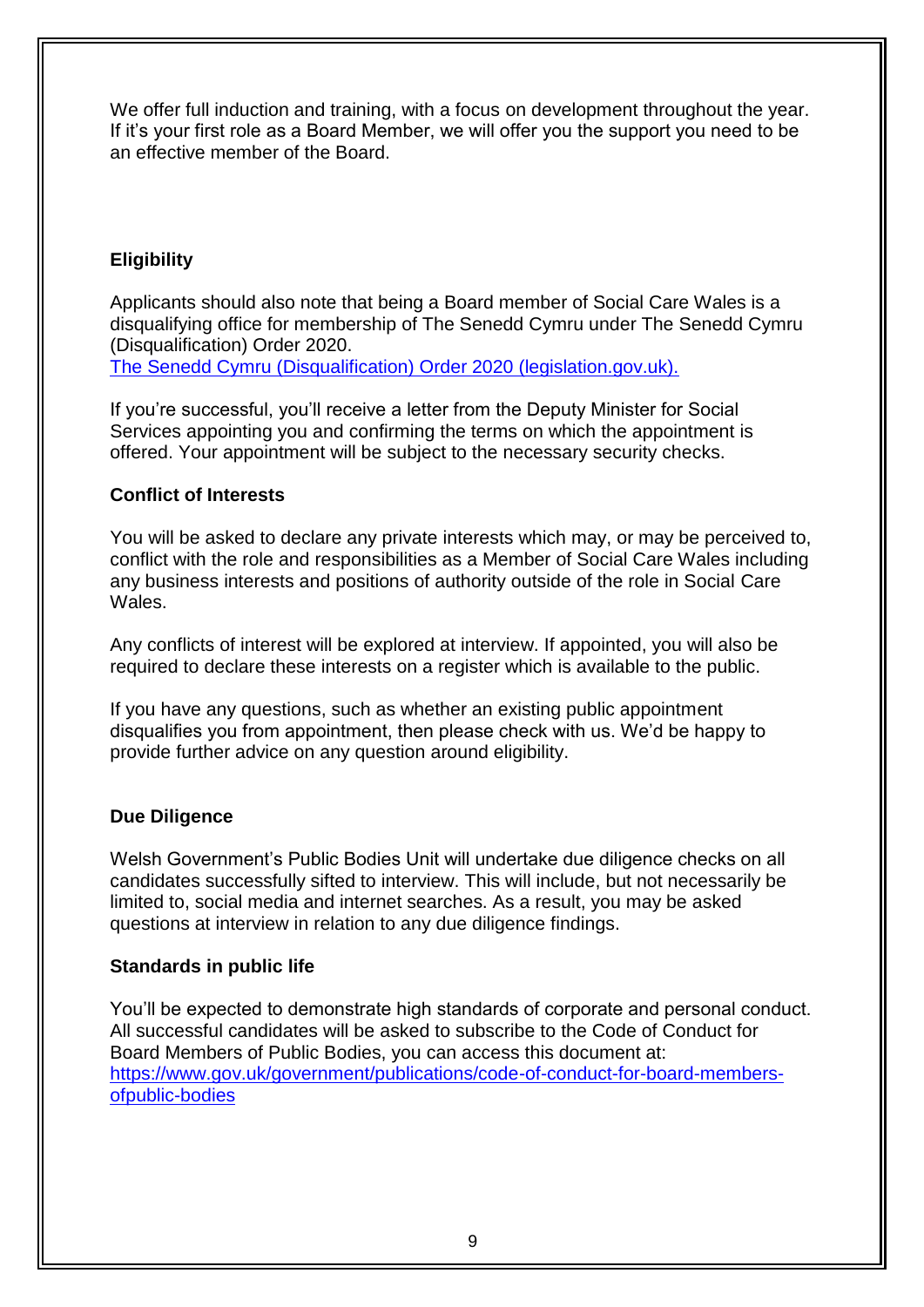We offer full induction and training, with a focus on development throughout the year. If it's your first role as a Board Member, we will offer you the support you need to be an effective member of the Board.

**Eligibility**

Applicants should also note that being a Board member of Social Care Wales is a disqualifying office for membership of The Senedd Cymru under The Senedd Cymru (Disqualification) Order 2020.
The Senedd Cymru (Disqualification) Order 2020 (legislation.gov.uk).

If you're successful, you'll receive a letter from the Deputy Minister for Social Services appointing you and confirming the terms on which the appointment is offered. Your appointment will be subject to the necessary security checks.

**Conflict of Interests**

You will be asked to declare any private interests which may, or may be perceived to, conflict with the role and responsibilities as a Member of Social Care Wales including any business interests and positions of authority outside of the role in Social Care Wales.

Any conflicts of interest will be explored at interview. If appointed, you will also be required to declare these interests on a register which is available to the public.

If you have any questions, such as whether an existing public appointment disqualifies you from appointment, then please check with us. We'd be happy to provide further advice on any question around eligibility.

**Due Diligence**

Welsh Government's Public Bodies Unit will undertake due diligence checks on all candidates successfully sifted to interview. This will include, but not necessarily be limited to, social media and internet searches. As a result, you may be asked questions at interview in relation to any due diligence findings.

**Standards in public life**

You'll be expected to demonstrate high standards of corporate and personal conduct. All successful candidates will be asked to subscribe to the Code of Conduct for Board Members of Public Bodies, you can access this document at:
https://www.gov.uk/government/publications/code-of-conduct-for-board-members-ofpublic-bodies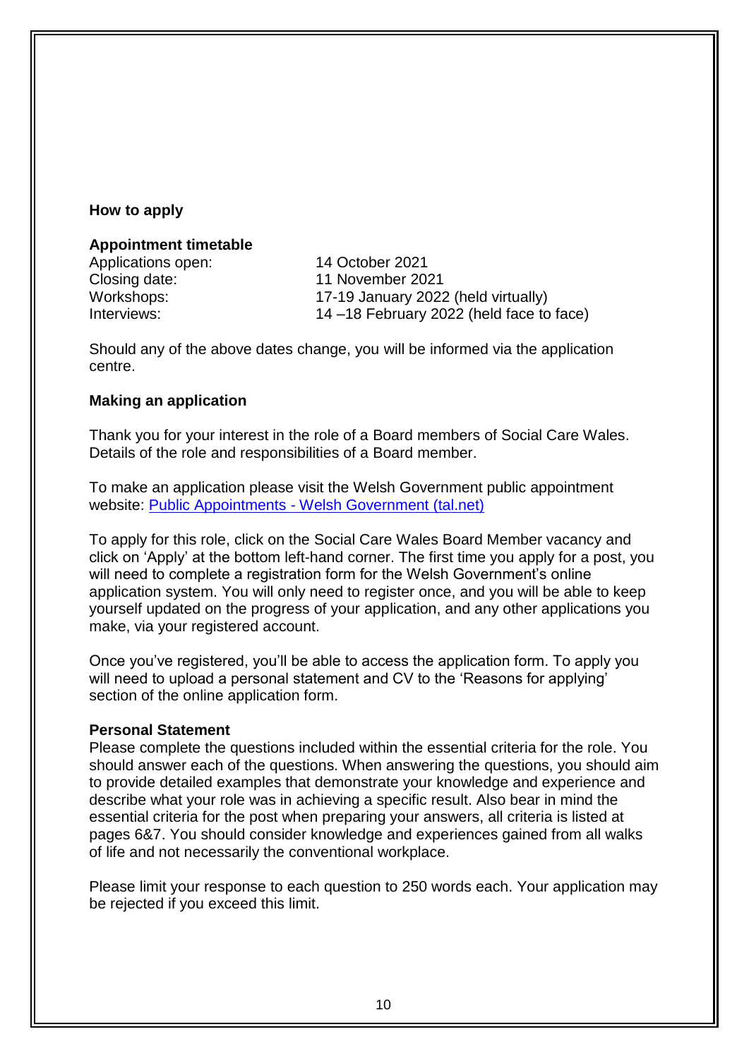## How to apply

### Appointment timetable

| | |
|---|---|
| Applications open: | 14 October 2021 |
| Closing date: | 11 November 2021 |
| Workshops: | 17-19 January 2022 (held virtually) |
| Interviews: | 14 –18 February 2022 (held face to face) |

Should any of the above dates change, you will be informed via the application centre.

### Making an application

Thank you for your interest in the role of a Board members of Social Care Wales. Details of the role and responsibilities of a Board member.

To make an application please visit the Welsh Government public appointment website: [Public Appointments - Welsh Government (tal.net)]

To apply for this role, click on the Social Care Wales Board Member vacancy and click on 'Apply' at the bottom left-hand corner. The first time you apply for a post, you will need to complete a registration form for the Welsh Government's online application system. You will only need to register once, and you will be able to keep yourself updated on the progress of your application, and any other applications you make, via your registered account.

Once you've registered, you'll be able to access the application form. To apply you will need to upload a personal statement and CV to the 'Reasons for applying' section of the online application form.

**Personal Statement**

Please complete the questions included within the essential criteria for the role. You should answer each of the questions. When answering the questions, you should aim to provide detailed examples that demonstrate your knowledge and experience and describe what your role was in achieving a specific result. Also bear in mind the essential criteria for the post when preparing your answers, all criteria is listed at pages 6&7. You should consider knowledge and experiences gained from all walks of life and not necessarily the conventional workplace.

Please limit your response to each question to 250 words each. Your application may be rejected if you exceed this limit.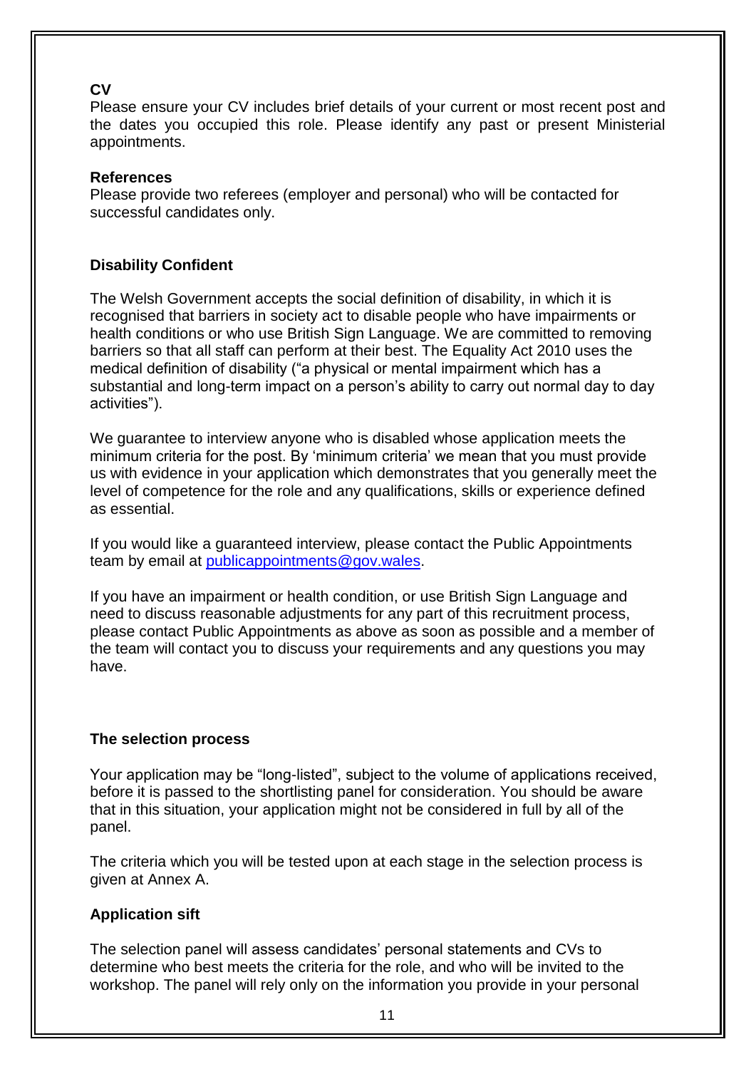**CV**

Please ensure your CV includes brief details of your current or most recent post and the dates you occupied this role. Please identify any past or present Ministerial appointments.

**References**

Please provide two referees (employer and personal) who will be contacted for successful candidates only.

**Disability Confident**

The Welsh Government accepts the social definition of disability, in which it is recognised that barriers in society act to disable people who have impairments or health conditions or who use British Sign Language. We are committed to removing barriers so that all staff can perform at their best. The Equality Act 2010 uses the medical definition of disability ("a physical or mental impairment which has a substantial and long-term impact on a person's ability to carry out normal day to day activities").

We guarantee to interview anyone who is disabled whose application meets the minimum criteria for the post. By 'minimum criteria' we mean that you must provide us with evidence in your application which demonstrates that you generally meet the level of competence for the role and any qualifications, skills or experience defined as essential.

If you would like a guaranteed interview, please contact the Public Appointments team by email at publicappointments@gov.wales.

If you have an impairment or health condition, or use British Sign Language and need to discuss reasonable adjustments for any part of this recruitment process, please contact Public Appointments as above as soon as possible and a member of the team will contact you to discuss your requirements and any questions you may have.

**The selection process**

Your application may be "long-listed", subject to the volume of applications received, before it is passed to the shortlisting panel for consideration. You should be aware that in this situation, your application might not be considered in full by all of the panel.

The criteria which you will be tested upon at each stage in the selection process is given at Annex A.

**Application sift**

The selection panel will assess candidates' personal statements and CVs to determine who best meets the criteria for the role, and who will be invited to the workshop. The panel will rely only on the information you provide in your personal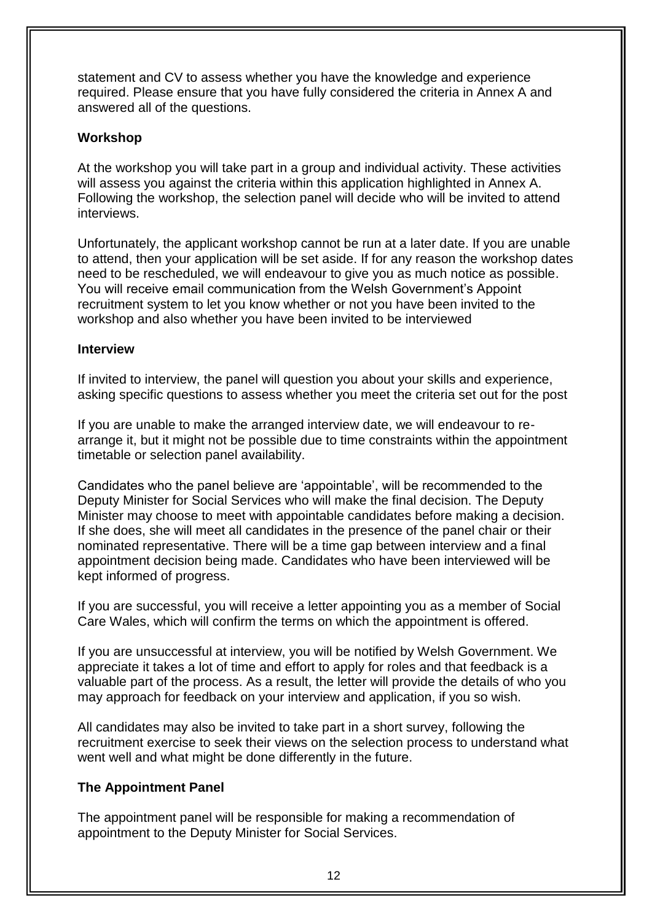statement and CV to assess whether you have the knowledge and experience required. Please ensure that you have fully considered the criteria in Annex A and answered all of the questions.

**Workshop**

At the workshop you will take part in a group and individual activity. These activities will assess you against the criteria within this application highlighted in Annex A. Following the workshop, the selection panel will decide who will be invited to attend interviews.

Unfortunately, the applicant workshop cannot be run at a later date. If you are unable to attend, then your application will be set aside. If for any reason the workshop dates need to be rescheduled, we will endeavour to give you as much notice as possible. You will receive email communication from the Welsh Government's Appoint recruitment system to let you know whether or not you have been invited to the workshop and also whether you have been invited to be interviewed

**Interview**

If invited to interview, the panel will question you about your skills and experience, asking specific questions to assess whether you meet the criteria set out for the post

If you are unable to make the arranged interview date, we will endeavour to re-arrange it, but it might not be possible due to time constraints within the appointment timetable or selection panel availability.

Candidates who the panel believe are 'appointable', will be recommended to the Deputy Minister for Social Services who will make the final decision. The Deputy Minister may choose to meet with appointable candidates before making a decision. If she does, she will meet all candidates in the presence of the panel chair or their nominated representative. There will be a time gap between interview and a final appointment decision being made. Candidates who have been interviewed will be kept informed of progress.

If you are successful, you will receive a letter appointing you as a member of Social Care Wales, which will confirm the terms on which the appointment is offered.

If you are unsuccessful at interview, you will be notified by Welsh Government. We appreciate it takes a lot of time and effort to apply for roles and that feedback is a valuable part of the process. As a result, the letter will provide the details of who you may approach for feedback on your interview and application, if you so wish.

All candidates may also be invited to take part in a short survey, following the recruitment exercise to seek their views on the selection process to understand what went well and what might be done differently in the future.

**The Appointment Panel**

The appointment panel will be responsible for making a recommendation of appointment to the Deputy Minister for Social Services.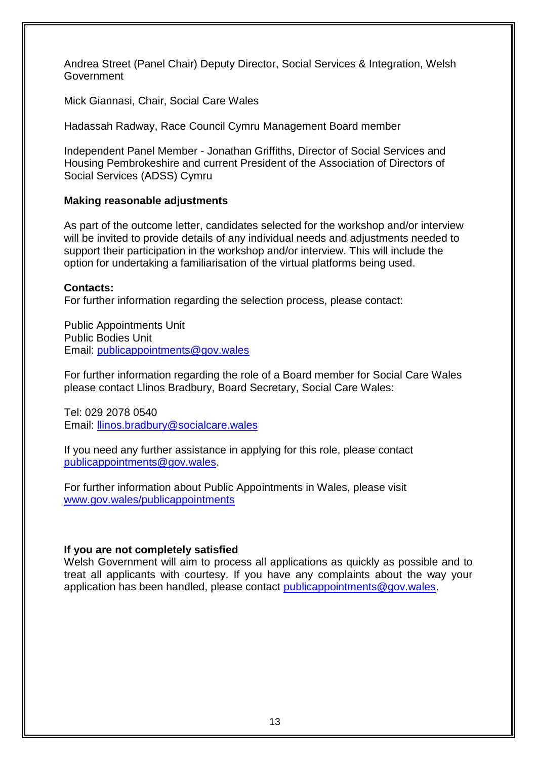Andrea Street (Panel Chair) Deputy Director, Social Services & Integration, Welsh Government

Mick Giannasi, Chair, Social Care Wales

Hadassah Radway, Race Council Cymru Management Board member

Independent Panel Member - Jonathan Griffiths, Director of Social Services and Housing Pembrokeshire and current President of the Association of Directors of Social Services (ADSS) Cymru

**Making reasonable adjustments**

As part of the outcome letter, candidates selected for the workshop and/or interview will be invited to provide details of any individual needs and adjustments needed to support their participation in the workshop and/or interview. This will include the option for undertaking a familiarisation of the virtual platforms being used.

**Contacts:**
For further information regarding the selection process, please contact:

Public Appointments Unit
Public Bodies Unit
Email: publicappointments@gov.wales

For further information regarding the role of a Board member for Social Care Wales please contact Llinos Bradbury, Board Secretary, Social Care Wales:

Tel: 029 2078 0540
Email: llinos.bradbury@socialcare.wales

If you need any further assistance in applying for this role, please contact publicappointments@gov.wales.

For further information about Public Appointments in Wales, please visit www.gov.wales/publicappointments

**If you are not completely satisfied**
Welsh Government will aim to process all applications as quickly as possible and to treat all applicants with courtesy. If you have any complaints about the way your application has been handled, please contact publicappointments@gov.wales.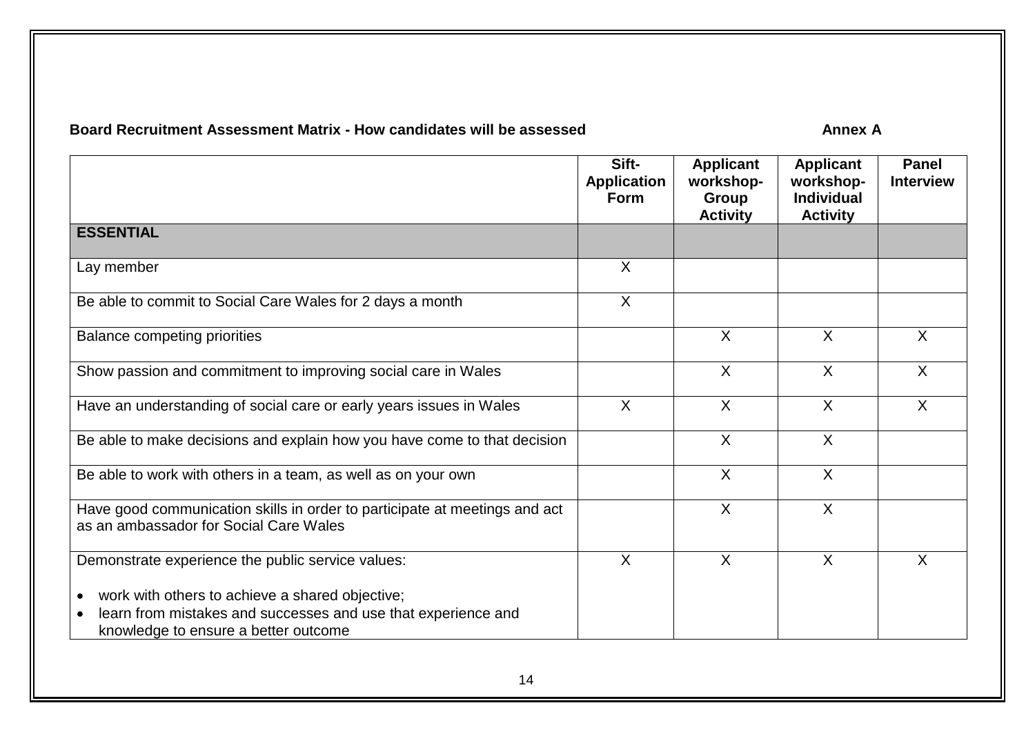**Board Recruitment Assessment Matrix - How candidates will be assessed** **Annex A**

| | Sift-Application Form | Applicant workshop-Group Activity | Applicant workshop-Individual Activity | Panel Interview |
|---|---|---|---|---|
| **ESSENTIAL** | | | | |
| Lay member | X | | | |
| Be able to commit to Social Care Wales for 2 days a month | X | | | |
| Balance competing priorities | | X | X | X |
| Show passion and commitment to improving social care in Wales | | X | X | X |
| Have an understanding of social care or early years issues in Wales | X | X | X | X |
| Be able to make decisions and explain how you have come to that decision | | X | X | |
| Be able to work with others in a team, as well as on your own | | X | X | |
| Have good communication skills in order to participate at meetings and act as an ambassador for Social Care Wales | | X | X | |
| Demonstrate experience the public service values:<br>• work with others to achieve a shared objective;<br>• learn from mistakes and successes and use that experience and knowledge to ensure a better outcome | X | X | X | X |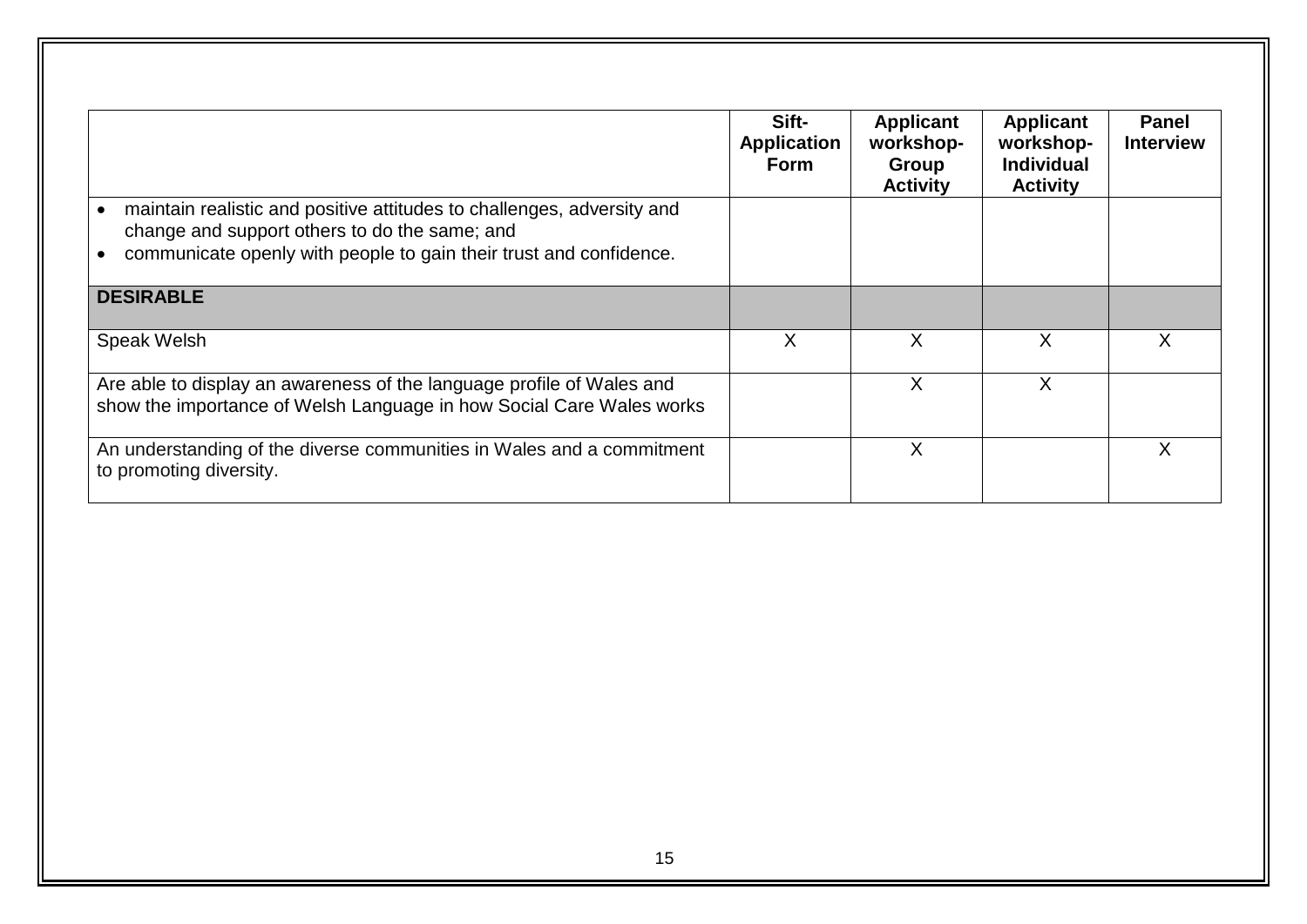| | Sift-Application Form | Applicant workshop-Group Activity | Applicant workshop-Individual Activity | Panel Interview |
|---|---|---|---|---|
| • maintain realistic and positive attitudes to challenges, adversity and change and support others to do the same; and<br>• communicate openly with people to gain their trust and confidence. | | | | |
| **DESIRABLE** | | | | |
| Speak Welsh | X | X | X | X |
| Are able to display an awareness of the language profile of Wales and show the importance of Welsh Language in how Social Care Wales works | | X | X | |
| An understanding of the diverse communities in Wales and a commitment to promoting diversity. | | X | | X |